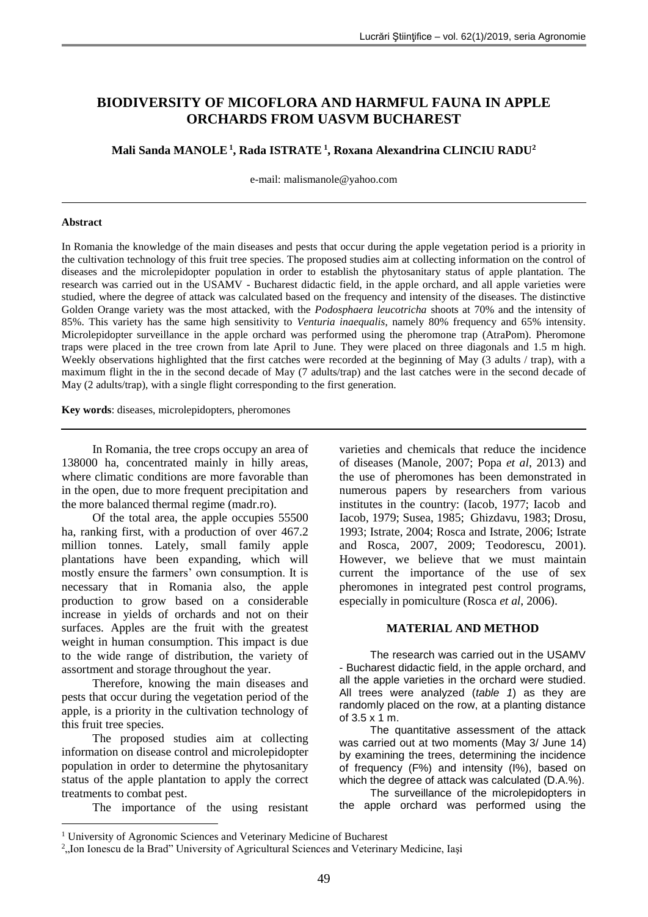# BIODIVERSITY OF MICOFLORA AND HARMFUL FAUNA IN APPLE ORCHARDS FROM UASVM BUCHAREST

**Mali Sanda MANOLE [1], Rada ISTRATE [1], Roxana Alexandrina CLINCIU RADU[2]**

e-mail: malismanole@yahoo.com

---

**Abstract**

In Romania the knowledge of the main diseases and pests that occur during the apple vegetation period is a priority in the cultivation technology of this fruit tree species. The proposed studies aim at collecting information on the control of diseases and the microlepidopter population in order to establish the phytosanitary status of apple plantation. The research was carried out in the USAMV - Bucharest didactic field, in the apple orchard, and all apple varieties were studied, where the degree of attack was calculated based on the frequency and intensity of the diseases. The distinctive Golden Orange variety was the most attacked, with the *Podosphaera leucotricha* shoots at 70% and the intensity of 85%. This variety has the same high sensitivity to *Venturia inaequalis*, namely 80% frequency and 65% intensity. Microlepidopter surveillance in the apple orchard was performed using the pheromone trap (AtraPom). Pheromone traps were placed in the tree crown from late April to June. They were placed on three diagonals and 1.5 m high. Weekly observations highlighted that the first catches were recorded at the beginning of May (3 adults / trap), with a maximum flight in the in the second decade of May (7 adults/trap) and the last catches were in the second decade of May (2 adults/trap), with a single flight corresponding to the first generation.

**Key words**: diseases, microlepidopters, pheromones

---

In Romania, the tree crops occupy an area of 138000 ha, concentrated mainly in hilly areas, where climatic conditions are more favorable than in the open, due to more frequent precipitation and the more balanced thermal regime (madr.ro).

Of the total area, the apple occupies 55500 ha, ranking first, with a production of over 467.2 million tonnes. Lately, small family apple plantations have been expanding, which will mostly ensure the farmers' own consumption. It is necessary that in Romania also, the apple production to grow based on a considerable increase in yields of orchards and not on their surfaces. Apples are the fruit with the greatest weight in human consumption. This impact is due to the wide range of distribution, the variety of assortment and storage throughout the year.

Therefore, knowing the main diseases and pests that occur during the vegetation period of the apple, is a priority in the cultivation technology of this fruit tree species.

The proposed studies aim at collecting information on disease control and microlepidopter population in order to determine the phytosanitary status of the apple plantation to apply the correct treatments to combat pest.

The importance of the using resistant varieties and chemicals that reduce the incidence of diseases (Manole, 2007; Popa *et al*, 2013) and the use of pheromones has been demonstrated in numerous papers by researchers from various institutes in the country: (Iacob, 1977; Iacob and Iacob, 1979; Susea, 1985; Ghizdavu, 1983; Drosu, 1993; Istrate, 2004; Rosca and Istrate, 2006; Istrate and Rosca, 2007, 2009; Teodorescu, 2001). However, we believe that we must maintain current the importance of the use of sex pheromones in integrated pest control programs, especially in pomiculture (Rosca *et al*, 2006).

## MATERIAL AND METHOD

The research was carried out in the USAMV - Bucharest didactic field, in the apple orchard, and all the apple varieties in the orchard were studied. All trees were analyzed (*table 1*) as they are randomly placed on the row, at a planting distance of 3.5 x 1 m.

The quantitative assessment of the attack was carried out at two moments (May 3/ June 14) by examining the trees, determining the incidence of frequency (F%) and intensity (I%), based on which the degree of attack was calculated (D.A.%).

The surveillance of the microlepidopters in the apple orchard was performed using the

---

[1] University of Agronomic Sciences and Veterinary Medicine of Bucharest

[2] „Ion Ionescu de la Brad" University of Agricultural Sciences and Veterinary Medicine, Iași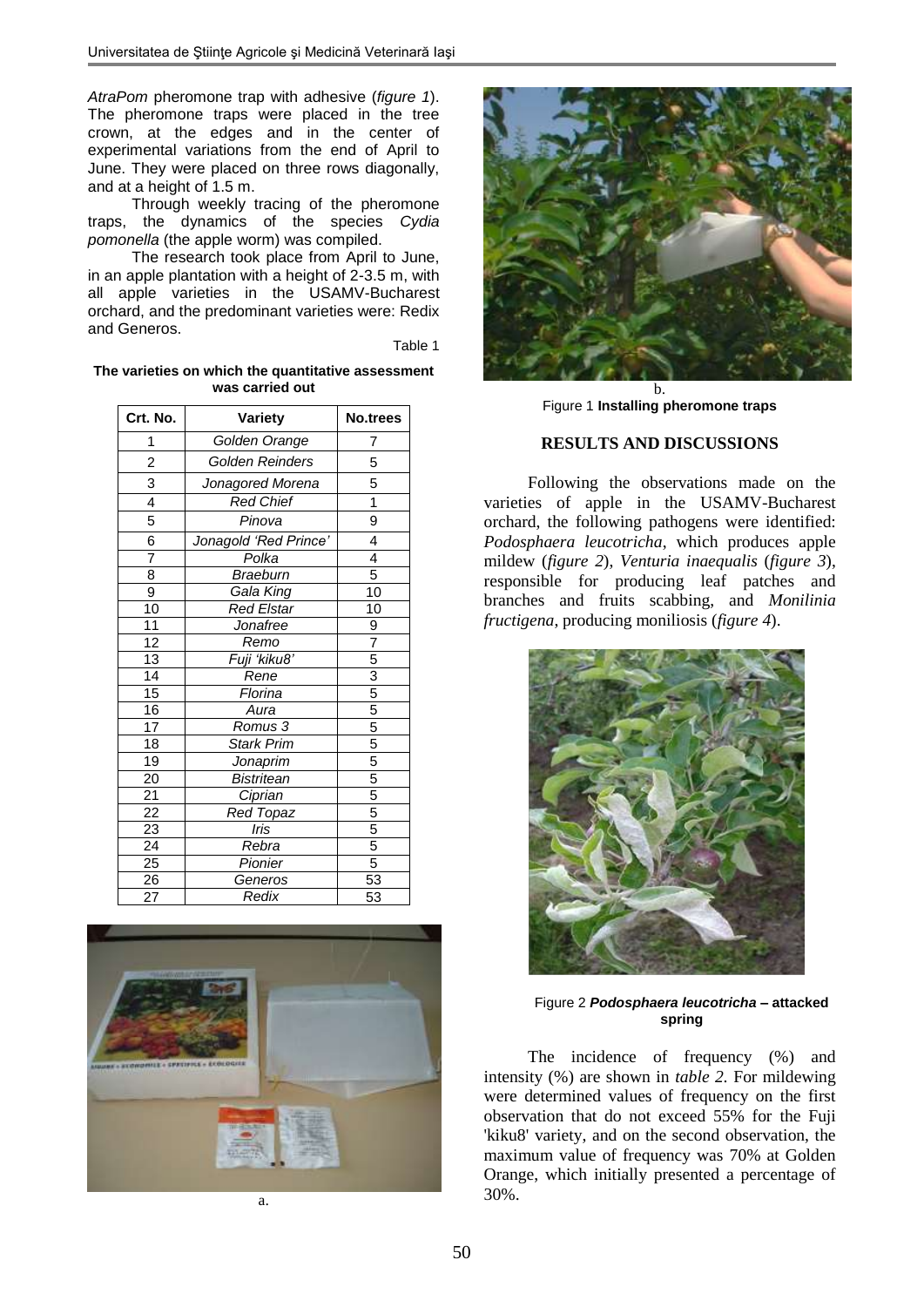*AtraPom* pheromone trap with adhesive (*figure 1*). The pheromone traps were placed in the tree crown, at the edges and in the center of experimental variations from the end of April to June. They were placed on three rows diagonally, and at a height of 1.5 m.

Through weekly tracing of the pheromone traps, the dynamics of the species *Cydia pomonella* (the apple worm) was compiled.

The research took place from April to June, in an apple plantation with a height of 2-3.5 m, with all apple varieties in the USAMV-Bucharest orchard, and the predominant varieties were: Redix and Generos.

Table 1

**The varieties on which the quantitative assessment was carried out**

| Crt. No. | Variety | No.trees |
|---|---|---|
| 1 | *Golden Orange* | 7 |
| 2 | *Golden Reinders* | 5 |
| 3 | *Jonagored Morena* | 5 |
| 4 | *Red Chief* | 1 |
| 5 | *Pinova* | 9 |
| 6 | *Jonagold 'Red Prince'* | 4 |
| 7 | *Polka* | 4 |
| 8 | *Braeburn* | 5 |
| 9 | *Gala King* | 10 |
| 10 | *Red Elstar* | 10 |
| 11 | *Jonafree* | 9 |
| 12 | *Remo* | 7 |
| 13 | *Fuji 'kiku8'* | 5 |
| 14 | *Rene* | 3 |
| 15 | *Florina* | 5 |
| 16 | *Aura* | 5 |
| 17 | *Romus 3* | 5 |
| 18 | *Stark Prim* | 5 |
| 19 | *Jonaprim* | 5 |
| 20 | *Bistritean* | 5 |
| 21 | *Ciprian* | 5 |
| 22 | *Red Topaz* | 5 |
| 23 | *Iris* | 5 |
| 24 | *Rebra* | 5 |
| 25 | *Pionier* | 5 |
| 26 | *Generos* | 53 |
| 27 | *Redix* | 53 |

a.

b.

Figure 1 **Installing pheromone traps**

## RESULTS AND DISCUSSIONS

Following the observations made on the varieties of apple in the USAMV-Bucharest orchard, the following pathogens were identified: *Podosphaera leucotricha*, which produces apple mildew (*figure 2*), *Venturia inaequalis* (*figure 3*), responsible for producing leaf patches and branches and fruits scabbing, and *Monilinia fructigena*, producing moniliosis (*figure 4*).

Figure 2 ***Podosphaera leucotricha* – attacked spring**

The incidence of frequency (%) and intensity (%) are shown in *table 2*. For mildewing were determined values of frequency on the first observation that do not exceed 55% for the Fuji 'kiku8' variety, and on the second observation, the maximum value of frequency was 70% at Golden Orange, which initially presented a percentage of 30%.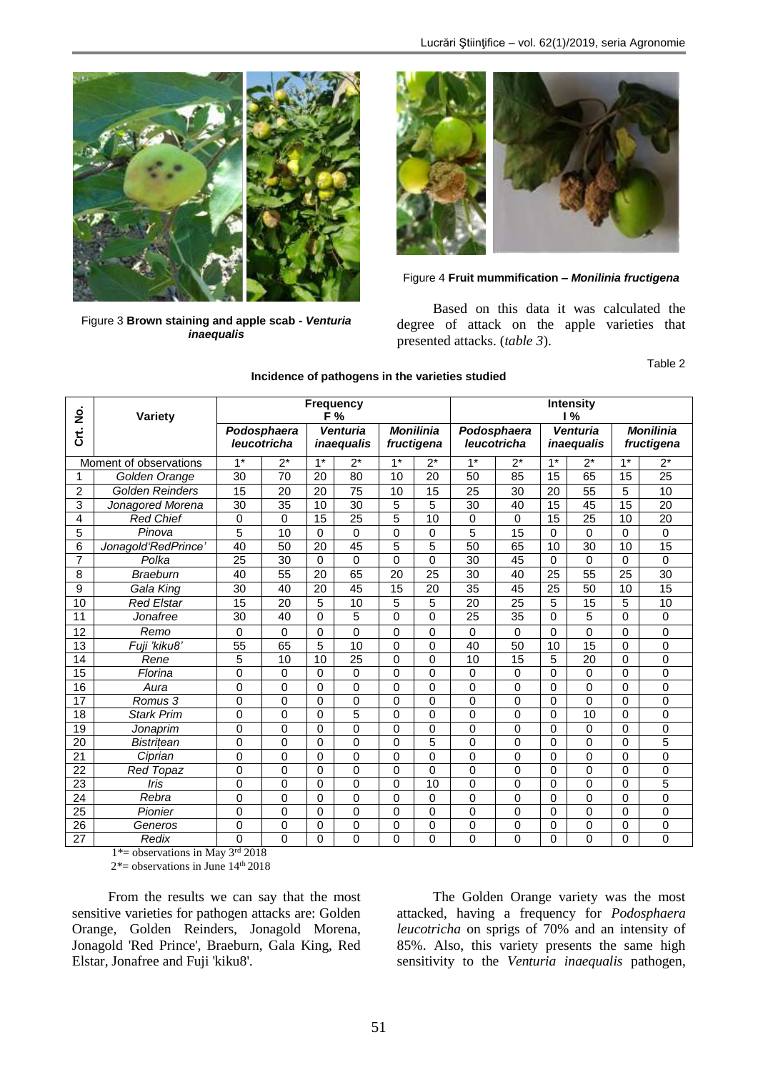Figure 3 **Brown staining and apple scab - *Venturia inaequalis***

Figure 4 **Fruit mummification – *Monilinia fructigena***

Based on this data it was calculated the degree of attack on the apple varieties that presented attacks. (*table 3*).

Table 2

**Incidence of pathogens in the varieties studied**

| Crt. No. | Variety | Frequency F % | | | | | | Intensity I % | | | | | |
|---|---|---|---|---|---|---|---|---|---|---|---|---|---|
| | | *Podosphaera leucotricha* | | *Venturia inaequalis* | | *Monilinia fructigena* | | *Podosphaera leucotricha* | | *Venturia inaequalis* | | *Monilinia fructigena* | |
| Moment of observations | | 1* | 2* | 1* | 2* | 1* | 2* | 1* | 2* | 1* | 2* | 1* | 2* |
| 1 | *Golden Orange* | 30 | 70 | 20 | 80 | 10 | 20 | 50 | 85 | 15 | 65 | 15 | 25 |
| 2 | *Golden Reinders* | 15 | 20 | 20 | 75 | 10 | 15 | 25 | 30 | 20 | 55 | 5 | 10 |
| 3 | *Jonagored Morena* | 30 | 35 | 10 | 30 | 5 | 5 | 30 | 40 | 15 | 45 | 15 | 20 |
| 4 | *Red Chief* | 0 | 0 | 15 | 25 | 5 | 10 | 0 | 0 | 15 | 25 | 10 | 20 |
| 5 | *Pinova* | 5 | 10 | 0 | 0 | 0 | 0 | 5 | 15 | 0 | 0 | 0 | 0 |
| 6 | *Jonagold'RedPrince'* | 40 | 50 | 20 | 45 | 5 | 5 | 50 | 65 | 10 | 30 | 10 | 15 |
| 7 | *Polka* | 25 | 30 | 0 | 0 | 0 | 0 | 30 | 45 | 0 | 0 | 0 | 0 |
| 8 | *Braeburn* | 40 | 55 | 20 | 65 | 20 | 25 | 30 | 40 | 25 | 55 | 25 | 30 |
| 9 | *Gala King* | 30 | 40 | 20 | 45 | 15 | 20 | 35 | 45 | 25 | 50 | 10 | 15 |
| 10 | *Red Elstar* | 15 | 20 | 5 | 10 | 5 | 5 | 20 | 25 | 5 | 15 | 5 | 10 |
| 11 | *Jonafree* | 30 | 40 | 0 | 5 | 0 | 0 | 25 | 35 | 0 | 5 | 0 | 0 |
| 12 | *Remo* | 0 | 0 | 0 | 0 | 0 | 0 | 0 | 0 | 0 | 0 | 0 | 0 |
| 13 | *Fuji 'kiku8'* | 55 | 65 | 5 | 10 | 0 | 0 | 40 | 50 | 10 | 15 | 0 | 0 |
| 14 | *Rene* | 5 | 10 | 10 | 25 | 0 | 0 | 10 | 15 | 5 | 20 | 0 | 0 |
| 15 | *Florina* | 0 | 0 | 0 | 0 | 0 | 0 | 0 | 0 | 0 | 0 | 0 | 0 |
| 16 | *Aura* | 0 | 0 | 0 | 0 | 0 | 0 | 0 | 0 | 0 | 0 | 0 | 0 |
| 17 | *Romus 3* | 0 | 0 | 0 | 0 | 0 | 0 | 0 | 0 | 0 | 0 | 0 | 0 |
| 18 | *Stark Prim* | 0 | 0 | 0 | 5 | 0 | 0 | 0 | 0 | 0 | 10 | 0 | 0 |
| 19 | *Jonaprim* | 0 | 0 | 0 | 0 | 0 | 0 | 0 | 0 | 0 | 0 | 0 | 0 |
| 20 | *Bistrițean* | 0 | 0 | 0 | 0 | 0 | 5 | 0 | 0 | 0 | 0 | 0 | 5 |
| 21 | *Ciprian* | 0 | 0 | 0 | 0 | 0 | 0 | 0 | 0 | 0 | 0 | 0 | 0 |
| 22 | *Red Topaz* | 0 | 0 | 0 | 0 | 0 | 0 | 0 | 0 | 0 | 0 | 0 | 0 |
| 23 | *Iris* | 0 | 0 | 0 | 0 | 0 | 10 | 0 | 0 | 0 | 0 | 0 | 5 |
| 24 | *Rebra* | 0 | 0 | 0 | 0 | 0 | 0 | 0 | 0 | 0 | 0 | 0 | 0 |
| 25 | *Pionier* | 0 | 0 | 0 | 0 | 0 | 0 | 0 | 0 | 0 | 0 | 0 | 0 |
| 26 | *Generos* | 0 | 0 | 0 | 0 | 0 | 0 | 0 | 0 | 0 | 0 | 0 | 0 |
| 27 | *Redix* | 0 | 0 | 0 | 0 | 0 | 0 | 0 | 0 | 0 | 0 | 0 | 0 |

1*= observations in May 3rd 2018

2*= observations in June 14th 2018

From the results we can say that the most sensitive varieties for pathogen attacks are: Golden Orange, Golden Reinders, Jonagold Morena, Jonagold 'Red Prince', Braeburn, Gala King, Red Elstar, Jonafree and Fuji 'kiku8'.

The Golden Orange variety was the most attacked, having a frequency for *Podosphaera leucotricha* on sprigs of 70% and an intensity of 85%. Also, this variety presents the same high sensitivity to the *Venturia inaequalis* pathogen,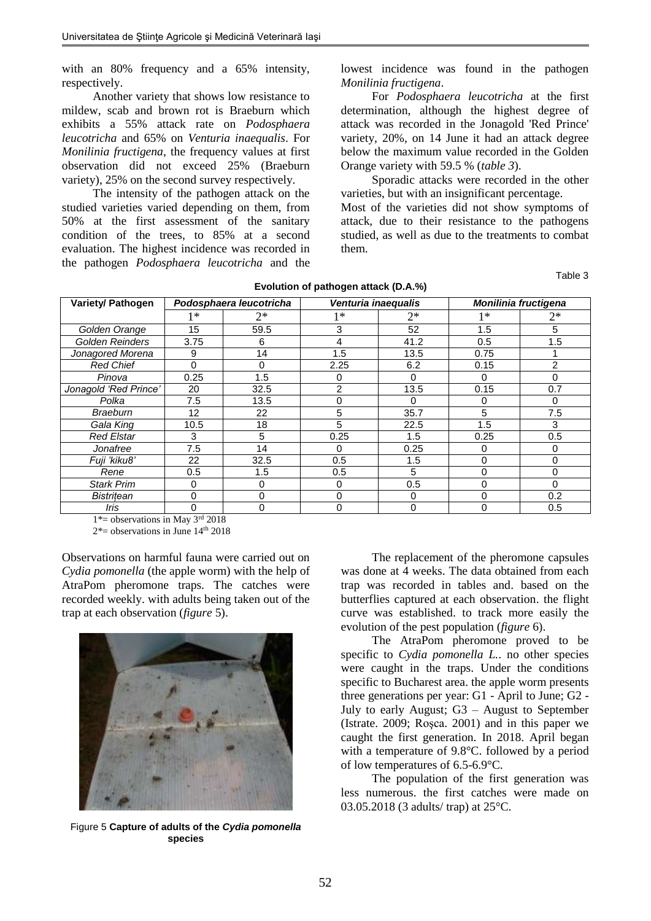with an 80% frequency and a 65% intensity, respectively.

Another variety that shows low resistance to mildew, scab and brown rot is Braeburn which exhibits a 55% attack rate on *Podosphaera leucotricha* and 65% on *Venturia inaequalis*. For *Monilinia fructigena*, the frequency values at first observation did not exceed 25% (Braeburn variety), 25% on the second survey respectively.

The intensity of the pathogen attack on the studied varieties varied depending on them, from 50% at the first assessment of the sanitary condition of the trees, to 85% at a second evaluation. The highest incidence was recorded in the pathogen *Podosphaera leucotricha* and the lowest incidence was found in the pathogen *Monilinia fructigena*.

For *Podosphaera leucotricha* at the first determination, although the highest degree of attack was recorded in the Jonagold 'Red Prince' variety, 20%, on 14 June it had an attack degree below the maximum value recorded in the Golden Orange variety with 59.5 % (*table 3*).

Sporadic attacks were recorded in the other varieties, but with an insignificant percentage.
Most of the varieties did not show symptoms of attack, due to their resistance to the pathogens studied, as well as due to the treatments to combat them.

Table 3

**Evolution of pathogen attack (D.A.%)**

| Variety/ Pathogen | *Podosphaera leucotricha* | | *Venturia inaequalis* | | *Monilinia fructigena* | |
|---|---|---|---|---|---|---|
| | 1* | 2* | 1* | 2* | 1* | 2* |
| *Golden Orange* | 15 | 59.5 | 3 | 52 | 1.5 | 5 |
| *Golden Reinders* | 3.75 | 6 | 4 | 41.2 | 0.5 | 1.5 |
| *Jonagored Morena* | 9 | 14 | 1.5 | 13.5 | 0.75 | 1 |
| *Red Chief* | 0 | 0 | 2.25 | 6.2 | 0.15 | 2 |
| *Pinova* | 0.25 | 1.5 | 0 | 0 | 0 | 0 |
| *Jonagold 'Red Prince'* | 20 | 32.5 | 2 | 13.5 | 0.15 | 0.7 |
| *Polka* | 7.5 | 13.5 | 0 | 0 | 0 | 0 |
| *Braeburn* | 12 | 22 | 5 | 35.7 | 5 | 7.5 |
| *Gala King* | 10.5 | 18 | 5 | 22.5 | 1.5 | 3 |
| *Red Elstar* | 3 | 5 | 0.25 | 1.5 | 0.25 | 0.5 |
| *Jonafree* | 7.5 | 14 | 0 | 0.25 | 0 | 0 |
| *Fuji 'kiku8'* | 22 | 32.5 | 0.5 | 1.5 | 0 | 0 |
| *Rene* | 0.5 | 1.5 | 0.5 | 5 | 0 | 0 |
| *Stark Prim* | 0 | 0 | 0 | 0.5 | 0 | 0 |
| *Bistrițean* | 0 | 0 | 0 | 0 | 0 | 0.2 |
| *Iris* | 0 | 0 | 0 | 0 | 0 | 0.5 |

1*= observations in May 3rd 2018

2*= observations in June 14th 2018

Observations on harmful fauna were carried out on *Cydia pomonella* (the apple worm) with the help of AtraPom pheromone traps. The catches were recorded weekly. with adults being taken out of the trap at each observation (*figure* 5).

Figure 5 **Capture of adults of the *Cydia pomonella* species**

The replacement of the pheromone capsules was done at 4 weeks. The data obtained from each trap was recorded in tables and. based on the butterflies captured at each observation. the flight curve was established. to track more easily the evolution of the pest population (*figure* 6).

The AtraPom pheromone proved to be specific to *Cydia pomonella L.*. no other species were caught in the traps. Under the conditions specific to Bucharest area. the apple worm presents three generations per year: G1 - April to June; G2 - July to early August; G3 – August to September (Istrate. 2009; Roșca. 2001) and in this paper we caught the first generation. In 2018. April began with a temperature of 9.8°C. followed by a period of low temperatures of 6.5-6.9°C.

The population of the first generation was less numerous. the first catches were made on 03.05.2018 (3 adults/ trap) at 25°C.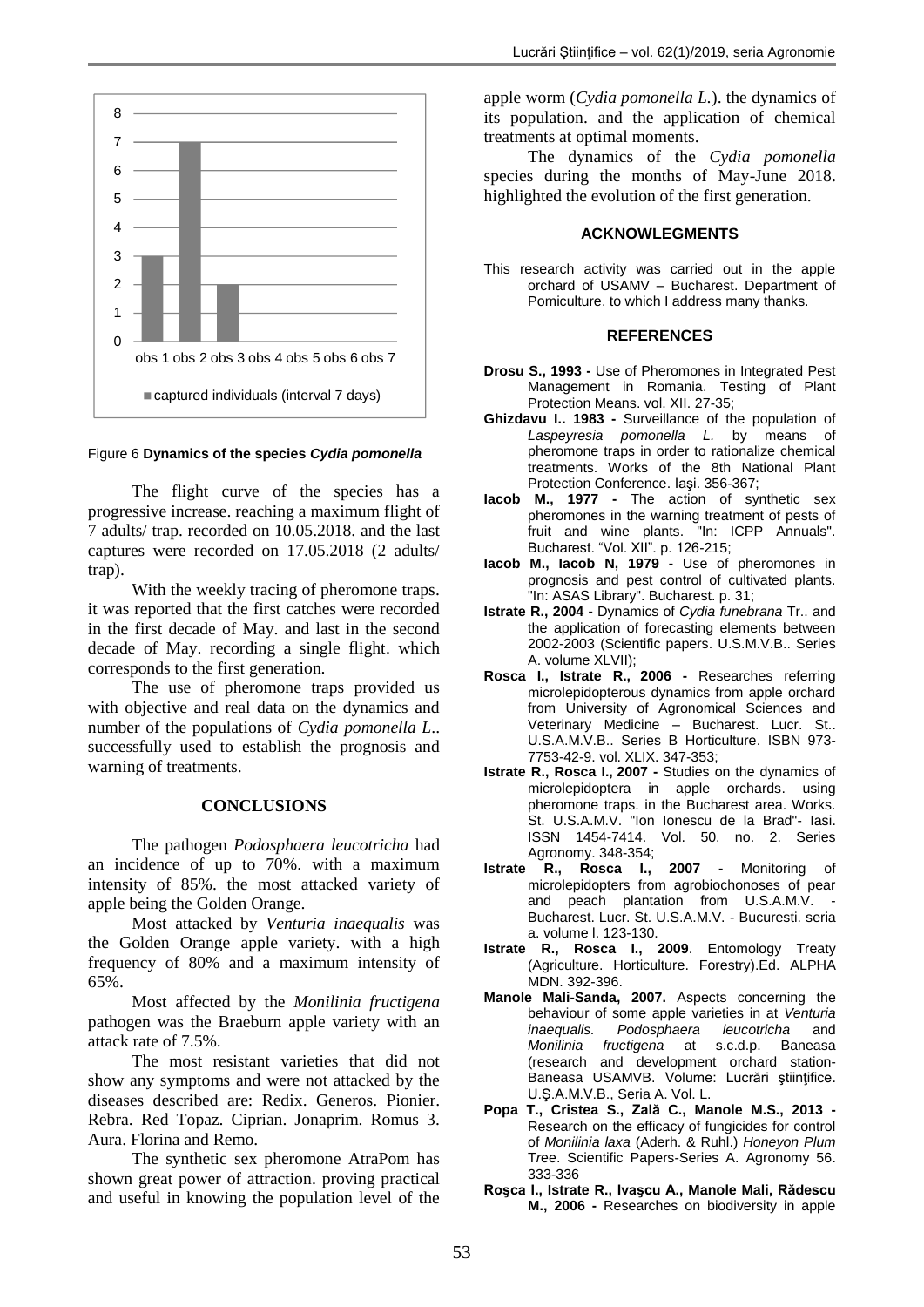Figure 6 **Dynamics of the species *Cydia pomonella***

The flight curve of the species has a progressive increase. reaching a maximum flight of 7 adults/ trap. recorded on 10.05.2018. and the last captures were recorded on 17.05.2018 (2 adults/ trap).

With the weekly tracing of pheromone traps. it was reported that the first catches were recorded in the first decade of May. and last in the second decade of May. recording a single flight. which corresponds to the first generation.

The use of pheromone traps provided us with objective and real data on the dynamics and number of the populations of *Cydia pomonella L.*. successfully used to establish the prognosis and warning of treatments.

## CONCLUSIONS

The pathogen *Podosphaera leucotricha* had an incidence of up to 70%. with a maximum intensity of 85%. the most attacked variety of apple being the Golden Orange.

Most attacked by *Venturia inaequalis* was the Golden Orange apple variety. with a high frequency of 80% and a maximum intensity of 65%.

Most affected by the *Monilinia fructigena* pathogen was the Braeburn apple variety with an attack rate of 7.5%.

The most resistant varieties that did not show any symptoms and were not attacked by the diseases described are: Redix. Generos. Pionier. Rebra. Red Topaz. Ciprian. Jonaprim. Romus 3. Aura. Florina and Remo.

The synthetic sex pheromone AtraPom has shown great power of attraction. proving practical and useful in knowing the population level of the apple worm (*Cydia pomonella L.*). the dynamics of its population. and the application of chemical treatments at optimal moments.

The dynamics of the *Cydia pomonella* species during the months of May-June 2018. highlighted the evolution of the first generation.

## ACKNOWLEGMENTS

This research activity was carried out in the apple orchard of USAMV – Bucharest. Department of Pomiculture. to which I address many thanks.

## REFERENCES

**Drosu S., 1993 -** Use of Pheromones in Integrated Pest Management in Romania. Testing of Plant Protection Means. vol. XII. 27-35;

**Ghizdavu I.. 1983 -** Surveillance of the population of *Laspeyresia pomonella L.* by means of pheromone traps in order to rationalize chemical treatments. Works of the 8th National Plant Protection Conference. Iaşi. 356-367;

**Iacob M., 1977 -** The action of synthetic sex pheromones in the warning treatment of pests of fruit and wine plants. "In: ICPP Annuals". Bucharest. "Vol. XII". p. 126-215;

**Iacob M., Iacob N, 1979 -** Use of pheromones in prognosis and pest control of cultivated plants. "In: ASAS Library". Bucharest. p. 31;

**Istrate R., 2004 -** Dynamics of *Cydia funebrana* Tr.. and the application of forecasting elements between 2002-2003 (Scientific papers. U.S.M.V.B.. Series A. volume XLVII);

**Rosca I., Istrate R., 2006 -** Researches referring microlepidopterous dynamics from apple orchard from University of Agronomical Sciences and Veterinary Medicine – Bucharest. Lucr. St.. U.S.A.M.V.B.. Series B Horticulture. ISBN 973-7753-42-9. vol. XLIX. 347-353;

**Istrate R., Rosca I., 2007 -** Studies on the dynamics of microlepidoptera in apple orchards. using pheromone traps. in the Bucharest area. Works. St. U.S.A.M.V. "Ion Ionescu de la Brad"- Iasi. ISSN 1454-7414. Vol. 50. no. 2. Series Agronomy. 348-354;

**Istrate R., Rosca I., 2007 -** Monitoring of microlepidopters from agrobiochonoses of pear and peach plantation from U.S.A.M.V. - Bucharest. Lucr. St. U.S.A.M.V. - Bucuresti. seria a. volume l. 123-130.

**Istrate R., Rosca I., 2009**. Entomology Treaty (Agriculture. Horticulture. Forestry).Ed. ALPHA MDN. 392-396.

**Manole Mali-Sanda, 2007.** Aspects concerning the behaviour of some apple varieties in at *Venturia inaequalis. Podosphaera leucotricha* and *Monilinia fructigena* at s.c.d.p. Baneasa (research and development orchard station-Baneasa USAMVB. Volume: Lucrări ştiinţifice. U.Ş.A.M.V.B., Seria A. Vol. L.

**Popa T., Cristea S., Zală C., Manole M.S., 2013 -** Research on the efficacy of fungicides for control of *Monilinia laxa* (Aderh. & Ruhl.) *Honeyon Plum* Tree. Scientific Papers-Series A. Agronomy 56. 333-336

**Roşca I., Istrate R., Ivaşcu A., Manole Mali, Rădescu M., 2006 -** Researches on biodiversity in apple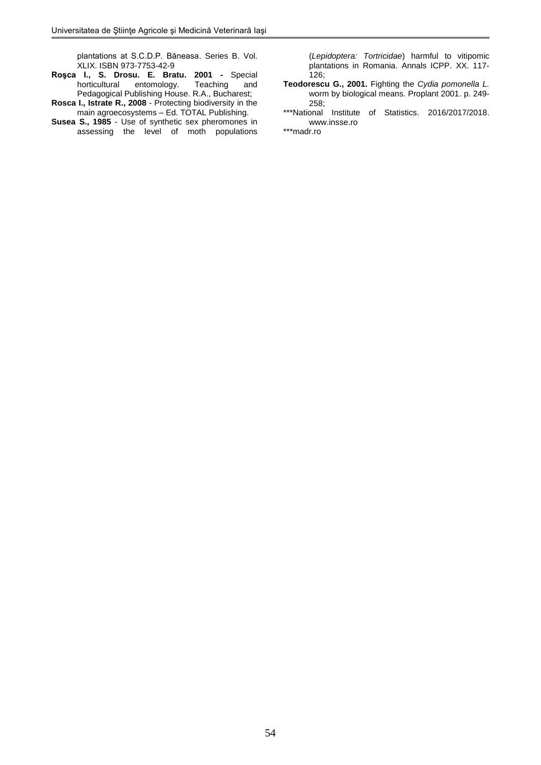plantations at S.C.D.P. Băneasa. Series B. Vol. XLIX. ISBN 973-7753-42-9

**Roşca I., S. Drosu. E. Bratu. 2001 -** Special horticultural entomology. Teaching and Pedagogical Publishing House. R.A., Bucharest;

**Rosca I., Istrate R., 2008** - Protecting biodiversity in the main agroecosystems – Ed. TOTAL Publishing.

**Susea S., 1985** - Use of synthetic sex pheromones in assessing the level of moth populations (*Lepidoptera: Tortricidae*) harmful to vitipomic plantations in Romania. Annals ICPP. XX. 117-126;

**Teodorescu G., 2001.** Fighting the *Cydia pomonella L.* worm by biological means. Proplant 2001. p. 249-258;

***National Institute of Statistics. 2016/2017/2018. www.insse.ro

***madr.ro